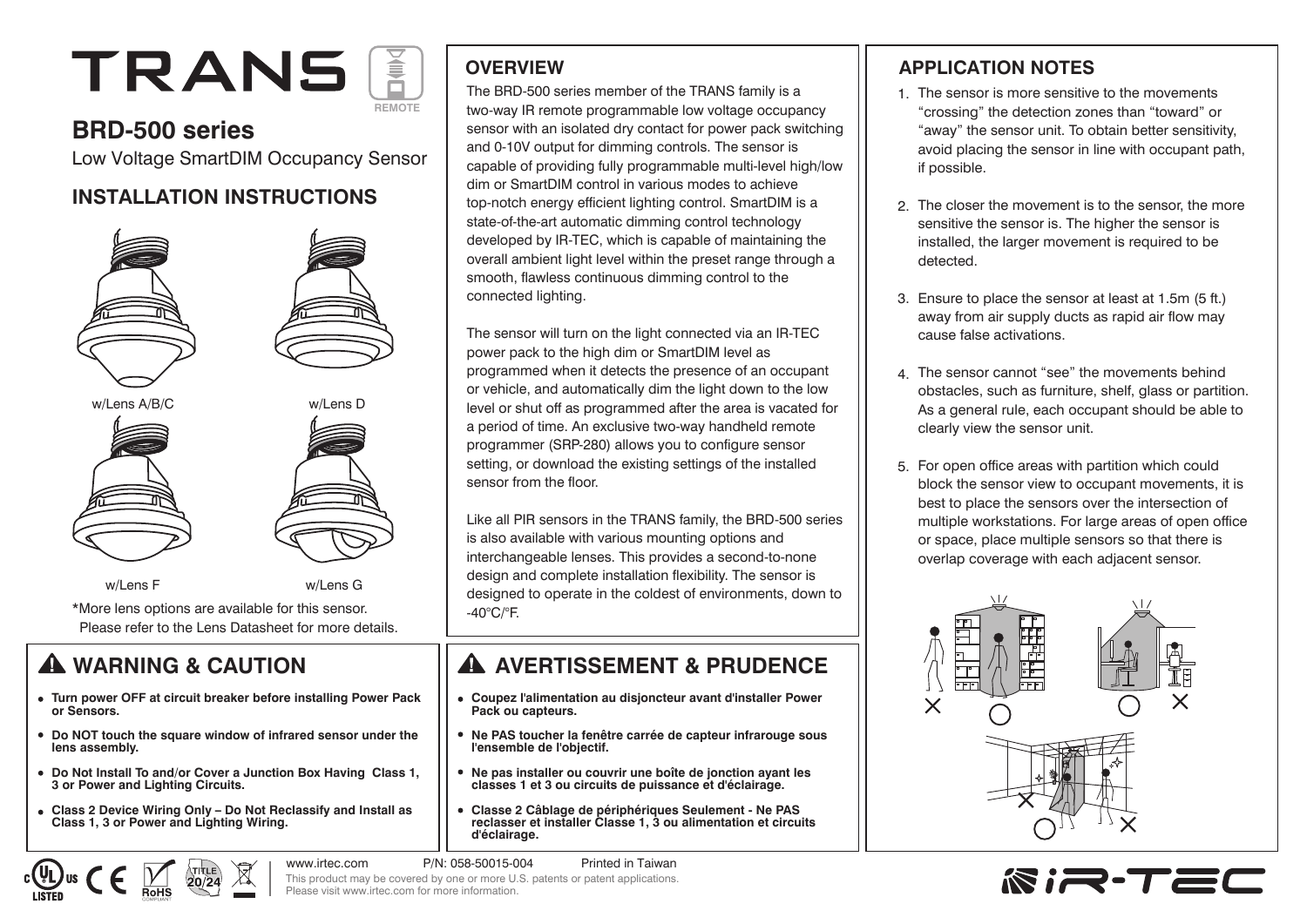# TRANS

REMOTE

## BRD-500 series

Low Voltage SmartDIM Occupancy Sensor

## INSTALLATION INSTRUCTIONS

w/Lens A/B/C

w/Lens D

w/Lens F

w/Lens G

*More lens options are available for this sensor. Please refer to the Lens Datasheet for more details.

## OVERVIEW

The BRD-500 series member of the TRANS family is a two-way IR remote programmable low voltage occupancy sensor with an isolated dry contact for power pack switching and 0-10V output for dimming controls. The sensor is capable of providing fully programmable multi-level high/low dim or SmartDIM control in various modes to achieve top-notch energy efficient lighting control. SmartDIM is a state-of-the-art automatic dimming control technology developed by IR-TEC, which is capable of maintaining the overall ambient light level within the preset range through a smooth, flawless continuous dimming control to the connected lighting.

The sensor will turn on the light connected via an IR-TEC power pack to the high dim or SmartDIM level as programmed when it detects the presence of an occupant or vehicle, and automatically dim the light down to the low level or shut off as programmed after the area is vacated for a period of time. An exclusive two-way handheld remote programmer (SRP-280) allows you to configure sensor setting, or download the existing settings of the installed sensor from the floor.

Like all PIR sensors in the TRANS family, the BRD-500 series is also available with various mounting options and interchangeable lenses. This provides a second-to-none design and complete installation flexibility. The sensor is designed to operate in the coldest of environments, down to -40°C/°F.

## APPLICATION NOTES

1. The sensor is more sensitive to the movements "crossing" the detection zones than "toward" or "away" the sensor unit. To obtain better sensitivity, avoid placing the sensor in line with occupant path, if possible.
2. The closer the movement is to the sensor, the more sensitive the sensor is. The higher the sensor is installed, the larger movement is required to be detected.
3. Ensure to place the sensor at least at 1.5m (5 ft.) away from air supply ducts as rapid air flow may cause false activations.
4. The sensor cannot "see" the movements behind obstacles, such as furniture, shelf, glass or partition. As a general rule, each occupant should be able to clearly view the sensor unit.
5. For open office areas with partition which could block the sensor view to occupant movements, it is best to place the sensors over the intersection of multiple workstations. For large areas of open office or space, place multiple sensors so that there is overlap coverage with each adjacent sensor.

## ⚠ WARNING & CAUTION

- **Turn power OFF at circuit breaker before installing Power Pack or Sensors.**
- **Do NOT touch the square window of infrared sensor under the lens assembly.**
- **Do Not Install To and/or Cover a Junction Box Having Class 1, 3 or Power and Lighting Circuits.**
- **Class 2 Device Wiring Only – Do Not Reclassify and Install as Class 1, 3 or Power and Lighting Wiring.**

## ⚠ AVERTISSEMENT & PRUDENCE

- **Coupez l'alimentation au disjoncteur avant d'installer Power Pack ou capteurs.**
- **Ne PAS toucher la fenêtre carrée de capteur infrarouge sous l'ensemble de l'objectif.**
- **Ne pas installer ou couvrir une boîte de jonction ayant les classes 1 et 3 ou circuits de puissance et d'éclairage.**
- **Classe 2 Câblage de périphériques Seulement - Ne PAS reclasser et installer Classe 1, 3 ou alimentation et circuits d'éclairage.**

www.irtec.com P/N: 058-50015-004 Printed in Taiwan

This product may be covered by one or more U.S. patents or patent applications. Please visit www.irtec.com for more information.

IR-TEC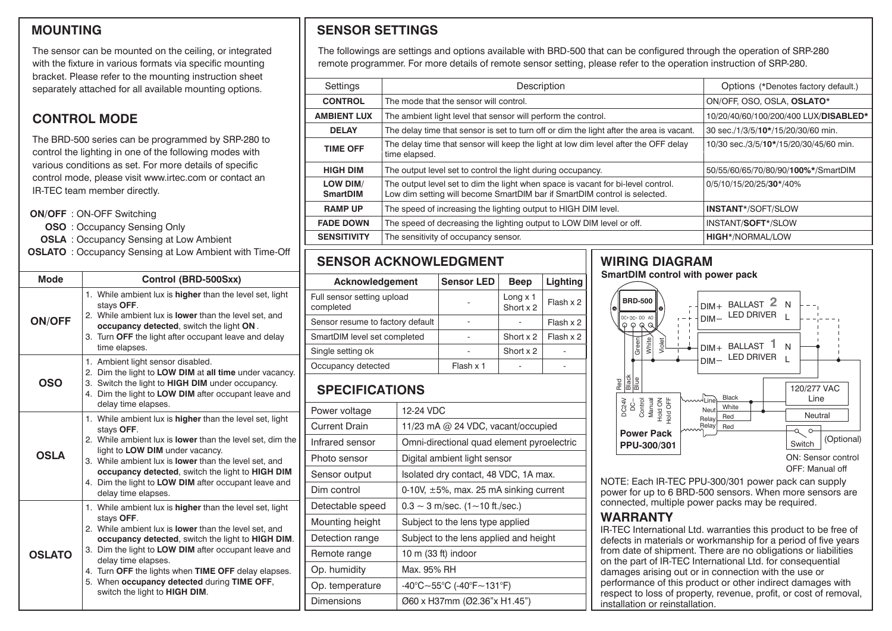## MOUNTING

The sensor can be mounted on the ceiling, or integrated with the fixture in various formats via specific mounting bracket. Please refer to the mounting instruction sheet separately attached for all available mounting options.

## CONTROL MODE

The BRD-500 series can be programmed by SRP-280 to control the lighting in one of the following modes with various conditions as set. For more details of specific control mode, please visit www.irtec.com or contact an IR-TEC team member directly.

**ON/OFF** : ON-OFF Switching
**OSO** : Occupancy Sensing Only
**OSLA** : Occupancy Sensing at Low Ambient
**OSLATO** : Occupancy Sensing at Low Ambient with Time-Off

| Mode | Control (BRD-500Sxx) |
|---|---|
| **ON/OFF** | 1. While ambient lux is **higher** than the level set, light stays **OFF**.<br>2. While ambient lux is **lower** than the level set, and **occupancy detected**, switch the light **ON**.<br>3. Turn **OFF** the light after occupant leave and delay time elapses. |
| **OSO** | 1. Ambient light sensor disabled.<br>2. Dim the light to **LOW DIM** at **all time** under vacancy.<br>3. Switch the light to **HIGH DIM** under occupancy.<br>4. Dim the light to **LOW DIM** after occupant leave and delay time elapses. |
| **OSLA** | 1. While ambient lux is **higher** than the level set, light stays **OFF**.<br>2. While ambient lux is **lower** than the level set, dim the light to **LOW DIM** under vacancy.<br>3. While ambient lux is **lower** than the level set, and **occupancy detected**, switch the light to **HIGH DIM**<br>4. Dim the light to **LOW DIM** after occupant leave and delay time elapses. |
| **OSLATO** | 1. While ambient lux is **higher** than the level set, light stays **OFF**.<br>2. While ambient lux is **lower** than the level set, and **occupancy detected**, switch the light to **HIGH DIM**.<br>3. Dim the light to **LOW DIM** after occupant leave and delay time elapses.<br>4. Turn **OFF** the lights when **TIME OFF** delay elapses.<br>5. When **occupancy detected** during **TIME OFF**, switch the light to **HIGH DIM**. |

## SENSOR SETTINGS

The followings are settings and options available with BRD-500 that can be configured through the operation of SRP-280 remote programmer. For more details of remote sensor setting, please refer to the operation instruction of SRP-280.

| Settings | Description | Options (*Denotes factory default.) |
|---|---|---|
| **CONTROL** | The mode that the sensor will control. | ON/OFF, OSO, OSLA, **OSLATO***|
| **AMBIENT LUX** | The ambient light level that sensor will perform the control. | 10/20/40/60/100/200/400 LUX/**DISABLED*** |
| **DELAY** | The delay time that sensor is set to turn off or dim the light after the area is vacant. | 30 sec./1/3/5/**10***/15/20/30/60 min. |
| **TIME OFF** | The delay time that sensor will keep the light at low dim level after the OFF delay time elapsed. | 10/30 sec./3/5/**10***/15/20/30/45/60 min. |
| **HIGH DIM** | The output level set to control the light during occupancy. | 50/55/60/65/70/80/90/**100%***/SmartDIM |
| **LOW DIM/ SmartDIM** | The output level set to dim the light when space is vacant for bi-level control. Low dim setting will become SmartDIM bar if SmartDIM control is selected. | 0/5/10/15/20/25/**30***/40% |
| **RAMP UP** | The speed of increasing the lighting output to HIGH DIM level. | **INSTANT***/SOFT/SLOW |
| **FADE DOWN** | The speed of decreasing the lighting output to LOW DIM level or off. | INSTANT/**SOFT***/SLOW |
| **SENSITIVITY** | The sensitivity of occupancy sensor. | **HIGH***/NORMAL/LOW |

## SENSOR ACKNOWLEDGMENT

| Acknowledgement | Sensor LED | Beep | Lighting |
|---|---|---|---|
| Full sensor setting upload completed | - | Long x 1 Short x 2 | Flash x 2 |
| Sensor resume to factory default | - | - | Flash x 2 |
| SmartDIM level set completed | - | Short x 2 | Flash x 2 |
| Single setting ok | - | Short x 2 | - |
| Occupancy detected | Flash x 1 | - | - |

## SPECIFICATIONS

| | |
|---|---|
| Power voltage | 12-24 VDC |
| Current Drain | 11/23 mA @ 24 VDC, vacant/occupied |
| Infrared sensor | Omni-directional quad element pyroelectric |
| Photo sensor | Digital ambient light sensor |
| Sensor output | Isolated dry contact, 48 VDC, 1A max. |
| Dim control | 0-10V, ±5%, max. 25 mA sinking current |
| Detectable speed | 0.3 ~ 3 m/sec. (1~10 ft./sec.) |
| Mounting height | Subject to the lens type applied |
| Detection range | Subject to the lens applied and height |
| Remote range | 10 m (33 ft) indoor |
| Op. humidity | Max. 95% RH |
| Op. temperature | -40°C~55°C (-40°F~131°F) |
| Dimensions | Ø60 x H37mm (Ø2.36"x H1.45") |

## WIRING DIAGRAM

**SmartDIM control with power pack**

BRD-500
DC+ DC- DO AO
Red Black Blue Green White Violet
DIM+ DIM– BALLAST 2 LED DRIVER N L
DIM+ DIM– BALLAST 1 LED DRIVER N L
DC24V DC– Control Manual Hold ON Hold OFF
Line Neut Relay Relay
Black White Red Red
Power Pack PPU-300/301
120/277 VAC Line
Neutral
Switch (Optional)
ON: Sensor control
OFF: Manual off

NOTE: Each IR-TEC PPU-300/301 power pack can supply power for up to 6 BRD-500 sensors. When more sensors are connected, multiple power packs may be required.

## WARRANTY

IR-TEC International Ltd. warranties this product to be free of defects in materials or workmanship for a period of five years from date of shipment. There are no obligations or liabilities on the part of IR-TEC International Ltd. for consequential damages arising out or in connection with the use or performance of this product or other indirect damages with respect to loss of property, revenue, profit, or cost of removal, installation or reinstallation.